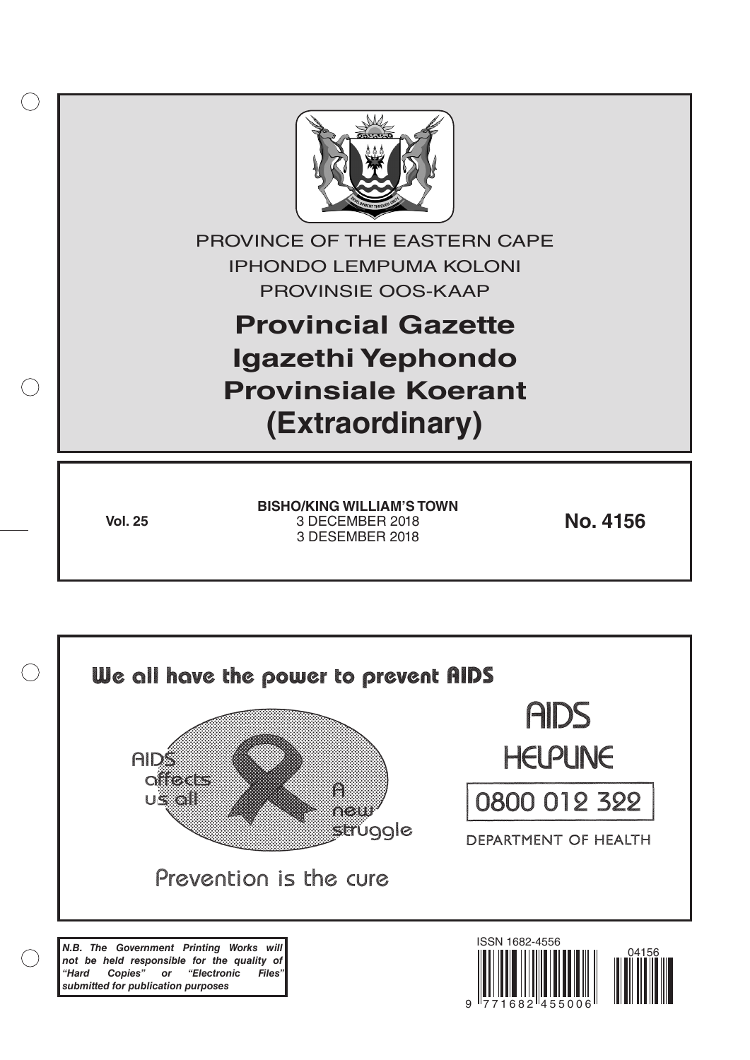PROVINCE OF THE EASTERN CAPE

IPHONDO LEMPUMA KOLONI

PROVINSIE OOS-KAAP

# Provincial Gazette
# Igazethi Yephondo
# Provinsiale Koerant
# (Extraordinary)

**Vol. 25**

**BISHO/KING WILLIAM'S TOWN**
3 DECEMBER 2018
3 DESEMBER 2018

**No. 4156**

We all have the power to prevent AIDS

AIDS affects us all

A new struggle

Prevention is the cure

AIDS HELPLINE

0800 012 322

DEPARTMENT OF HEALTH

***N.B. The Government Printing Works will not be held responsible for the quality of "Hard Copies" or "Electronic Files" submitted for publication purposes***

ISSN 1682-4556

04156

9 771682 455006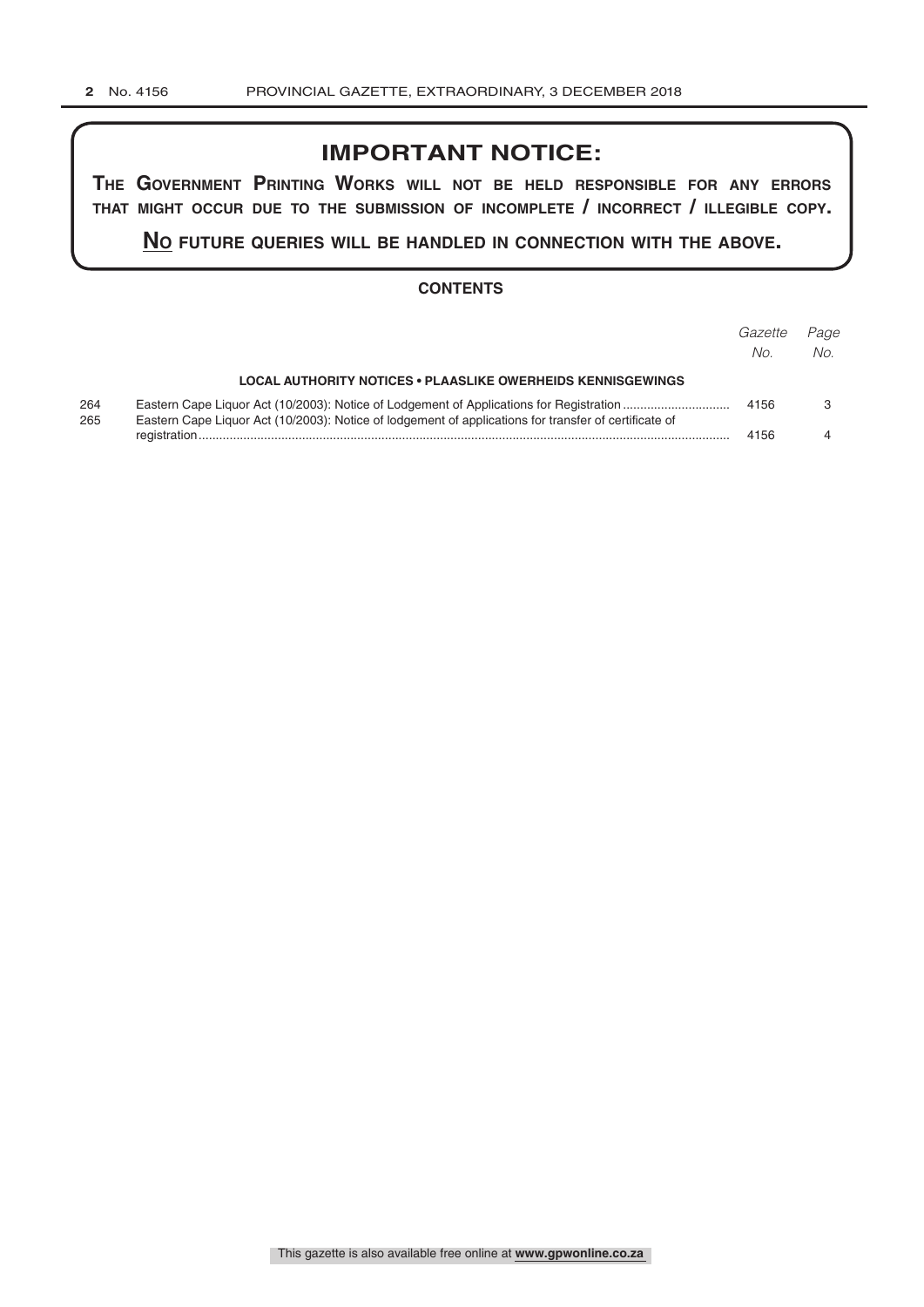# IMPORTANT NOTICE:

**THE GOVERNMENT PRINTING WORKS WILL NOT BE HELD RESPONSIBLE FOR ANY ERRORS THAT MIGHT OCCUR DUE TO THE SUBMISSION OF INCOMPLETE / INCORRECT / ILLEGIBLE COPY.**

**NO FUTURE QUERIES WILL BE HANDLED IN CONNECTION WITH THE ABOVE.**

## CONTENTS

| | | *Gazette No.* | *Page No.* |
|---|---|---|---|
| | **LOCAL AUTHORITY NOTICES • PLAASLIKE OWERHEIDS KENNISGEWINGS** | | |
| 264 | Eastern Cape Liquor Act (10/2003): Notice of Lodgement of Applications for Registration | 4156 | 3 |
| 265 | Eastern Cape Liquor Act (10/2003): Notice of lodgement of applications for transfer of certificate of registration | 4156 | 4 |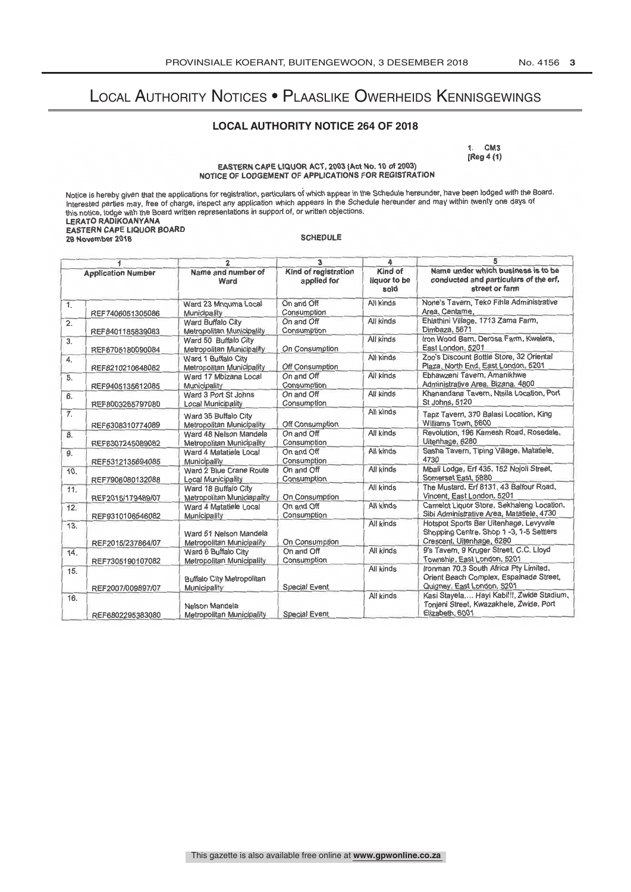# Local Authority Notices • Plaaslike Owerheids Kennisgewings

## LOCAL AUTHORITY NOTICE 264 OF 2018

1. CM3
[Reg 4 (1)

EASTERN CAPE LIQUOR ACT, 2003 (Act No. 10 of 2003)
NOTICE OF LODGEMENT OF APPLICATIONS FOR REGISTRATION

Notice is hereby given that the applications for registration, particulars of which appear in the Schedule hereunder, have been lodged with the Board. Interested parties may, free of charge, inspect any application which appears in the Schedule hereunder and may within twenty one days of this notice, lodge with the Board written representations in support of, or written objections.

**LERATO RADIKOANYANA**
**EASTERN CAPE LIQUOR BOARD**
**29 November 2018**

SCHEDULE

| 1 | | 2 | 3 | 4 | 5 |
|---|---|---|---|---|---|
| Application Number | | Name and number of Ward | Kind of registration applied for | Kind of liquor to be sold | Name under which business is to be conducted and particulars of the erf, street or farm |
| 1. | REF7406051305086 | Ward 23 Mnquma Local Municipality | On and Off Consumption | All kinds | None's Tavern, Teko Fihla Administrative Area, Centame, |
| 2. | REF8401185839083 | Ward Buffalo City Metropolitan Municipality | On and Off Consumption | All kinds | Ehlathini Village, 1713 Zama Farm, Dimbaza, 5671 |
| 3. | REF6705180090084 | Ward 50 Buffalo City Metropolitan Municipality | On Consumption | All kinds | Iron Wood Barn, Derosa Farm, Kwelera, East London, 5201 |
| 4. | REF8210210648082 | Ward 1 Buffalo City Metropolitan Municipality | Off Consumption | All kinds | Zoo's Discount Bottle Store, 32 Oriental Plaza, North End, East London, 5201 |
| 5. | REF9405135612085 | Ward 17 Mbizana Local Municipality | On and Off Consumption | All kinds | Ebhawzeni Tavern, Amanikhwe Administrative Area, Bizana, 4800 |
| 6. | REF8003265797080 | Ward 3 Port St Johns Local Municipality | On and Off Consumption | All kinds | Khanandana Tavern, Ntsila Location, Port St Johns, 5120 |
| 7. | REF6308310774089 | Ward 35 Buffalo City Metropolitan Municipality | Off Consumption | All kinds | Tapz Tavern, 370 Balasi Location, King Williams Town, 5600 |
| 8. | REF8307245089082 | Ward 48 Nelson Mandela Metropolitan Municipality | On and Off Consumption | All kinds | Revolution, 196 Kamesh Road, Rosedale, Uitenhage, 6280 |
| 9. | REF5312135694085 | Ward 4 Matatiele Local Municipality | On and Off Consumption | All kinds | Sasha Tavern, Tiping Village, Matatiele, 4730 |
| 10. | REF7906080132088 | Ward 2 Blue Crane Route Local Municipality | On and Off Consumption | All kinds | Mbali Lodge, Erf 435, 152 Nojoli Street, Somerset East, 5880 |
| 11. | REF2015/179489/07 | Ward 18 Buffalo City Metropolitan Municiapality | On Consumption | All kinds | The Mustard, Erf 8131, 43 Balfour Road, Vincent, East London, 5201 |
| 12. | REF9310106546082 | Ward 4 Matatiele Local Municipality | On and Off Consumption | All kinds | Camelot Liquor Store, Sekhaleng Location, Sibi Administrative Area, Matatiele, 4730 |
| 13. | REF2015/237864/07 | Ward 51 Nelson Mandela Metropolitan Municipality | On Consumption | All kinds | Hotspot Sports Bar Uitenhage, Levyvale Shopping Centre, Shop 1 -3, 1-5 Settlers Crescent, Uitenhage, 6280 |
| 14. | REF7305190107082 | Ward 6 Buffalo City Metropolitan Municipality | On and Off Consumption | All kinds | 9's Tavern, 9 Kruger Street, C.C. Lloyd Township, East London, 5201 |
| 15. | REF2007/009897/07 | Buffalo City Metropolitan Municipality | Special Event | All kinds | Ironman 70.3 South Africa Pty Limited, Orient Beach Complex, Espalnade Street, Quigney, East London, 5201 |
| 16. | REF6802295383080 | Nelson Mandela Metropolitan Municipality | Special Event | All kinds | Kasi Stayela.... Hayi Kabi!!!, Zwide Stadium, Tonjeni Street, Kwazakhele, Zwide, Port Elizabeth, 6001 |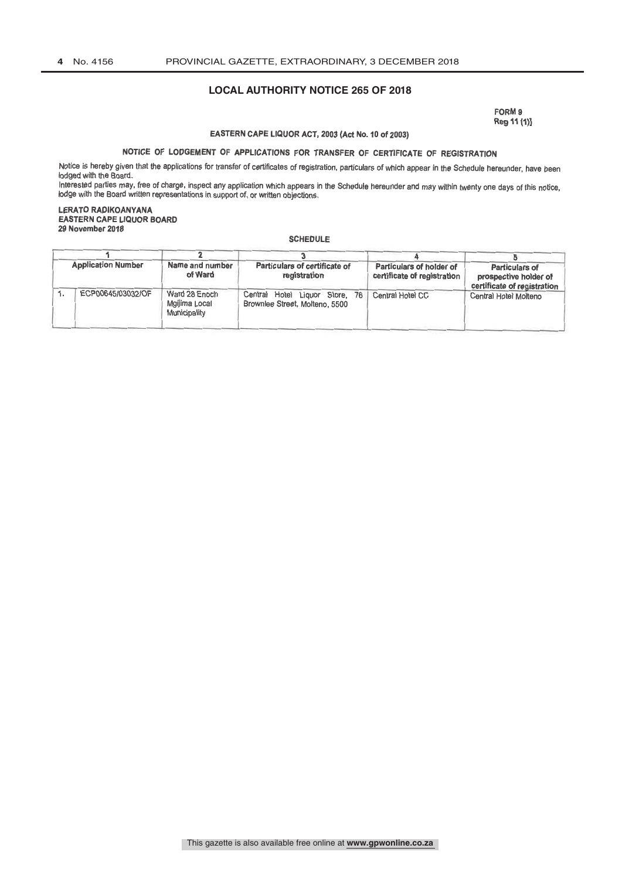## LOCAL AUTHORITY NOTICE 265 OF 2018

FORM 9
Reg 11 (1)]

**EASTERN CAPE LIQUOR ACT, 2003 (Act No. 10 of 2003)**

**NOTICE OF LODGEMENT OF APPLICATIONS FOR TRANSFER OF CERTIFICATE OF REGISTRATION**

Notice is hereby given that the applications for transfer of certificates of registration, particulars of which appear in the Schedule hereunder, have been lodged with the Board.

Interested parties may, free of charge, inspect any application which appears in the Schedule hereunder and may within twenty one days of this notice, lodge with the Board written representations in support of, or written objections.

**LERATO RADIKOANYANA**
**EASTERN CAPE LIQUOR BOARD**
**29 November 2018**

**SCHEDULE**

| 1 | | 2 | 3 | 4 | 5 |
|---|---|---|---|---|---|
| Application Number | | Name and number of Ward | Particulars of certificate of registration | Particulars of holder of certificate of registration | Particulars of prospective holder of certificate of registration |
| 1. | ECP00645/03032/OF | Ward 28 Enoch Mgijima Local Municipality | Central Hotel Liquor Store, 76 Brownlee Street, Molteno, 5500 | Central Hotel CC | Central Hotel Molteno |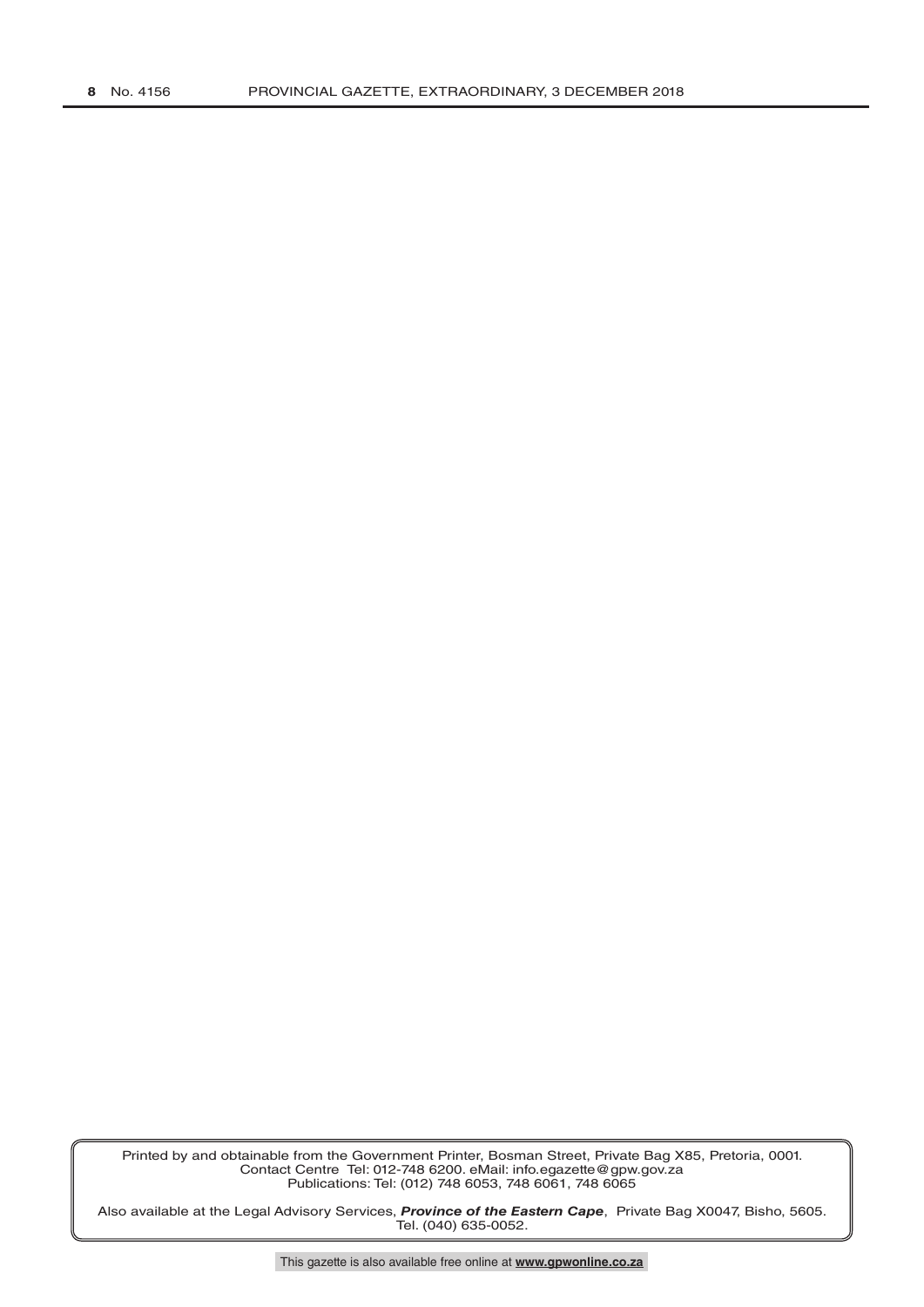Printed by and obtainable from the Government Printer, Bosman Street, Private Bag X85, Pretoria, 0001.
Contact Centre Tel: 012-748 6200. eMail: info.egazette@gpw.gov.za
Publications: Tel: (012) 748 6053, 748 6061, 748 6065

Also available at the Legal Advisory Services, ***Province of the Eastern Cape***, Private Bag X0047, Bisho, 5605.
Tel. (040) 635-0052.

This gazette is also available free online at **www.gpwonline.co.za**